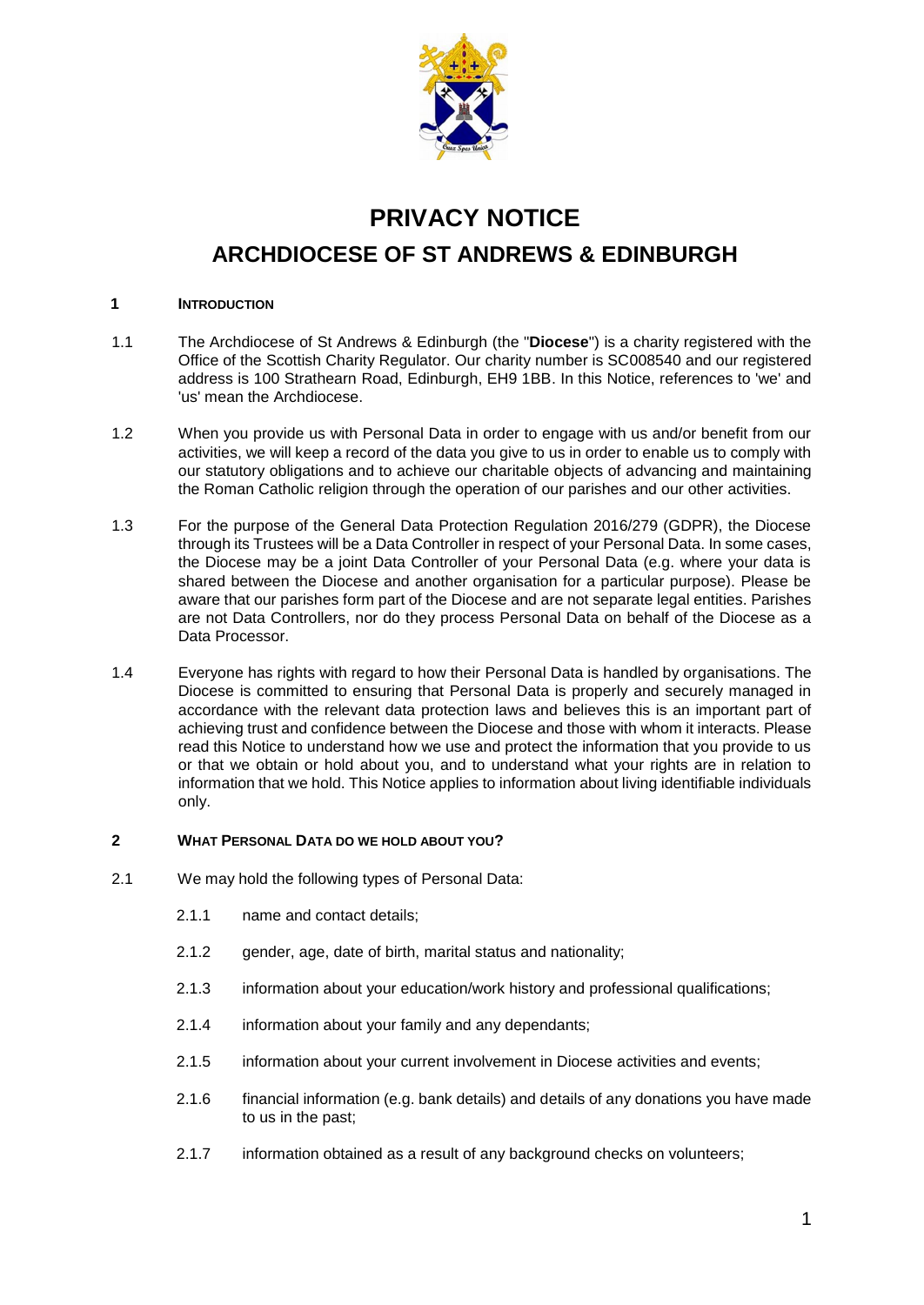# PRIVACY NOTICE

## ARCHDIOCESE OF ST ANDREWS & EDINBURGH

### 1 INTRODUCTION

1.1 The Archdiocese of St Andrews & Edinburgh (the "**Diocese**") is a charity registered with the Office of the Scottish Charity Regulator. Our charity number is SC008540 and our registered address is 100 Strathearn Road, Edinburgh, EH9 1BB. In this Notice, references to 'we' and 'us' mean the Archdiocese.

1.2 When you provide us with Personal Data in order to engage with us and/or benefit from our activities, we will keep a record of the data you give to us in order to enable us to comply with our statutory obligations and to achieve our charitable objects of advancing and maintaining the Roman Catholic religion through the operation of our parishes and our other activities.

1.3 For the purpose of the General Data Protection Regulation 2016/279 (GDPR), the Diocese through its Trustees will be a Data Controller in respect of your Personal Data. In some cases, the Diocese may be a joint Data Controller of your Personal Data (e.g. where your data is shared between the Diocese and another organisation for a particular purpose). Please be aware that our parishes form part of the Diocese and are not separate legal entities. Parishes are not Data Controllers, nor do they process Personal Data on behalf of the Diocese as a Data Processor.

1.4 Everyone has rights with regard to how their Personal Data is handled by organisations. The Diocese is committed to ensuring that Personal Data is properly and securely managed in accordance with the relevant data protection laws and believes this is an important part of achieving trust and confidence between the Diocese and those with whom it interacts. Please read this Notice to understand how we use and protect the information that you provide to us or that we obtain or hold about you, and to understand what your rights are in relation to information that we hold. This Notice applies to information about living identifiable individuals only.

### 2 WHAT PERSONAL DATA DO WE HOLD ABOUT YOU?

2.1 We may hold the following types of Personal Data:

- 2.1.1 name and contact details;
- 2.1.2 gender, age, date of birth, marital status and nationality;
- 2.1.3 information about your education/work history and professional qualifications;
- 2.1.4 information about your family and any dependants;
- 2.1.5 information about your current involvement in Diocese activities and events;
- 2.1.6 financial information (e.g. bank details) and details of any donations you have made to us in the past;
- 2.1.7 information obtained as a result of any background checks on volunteers;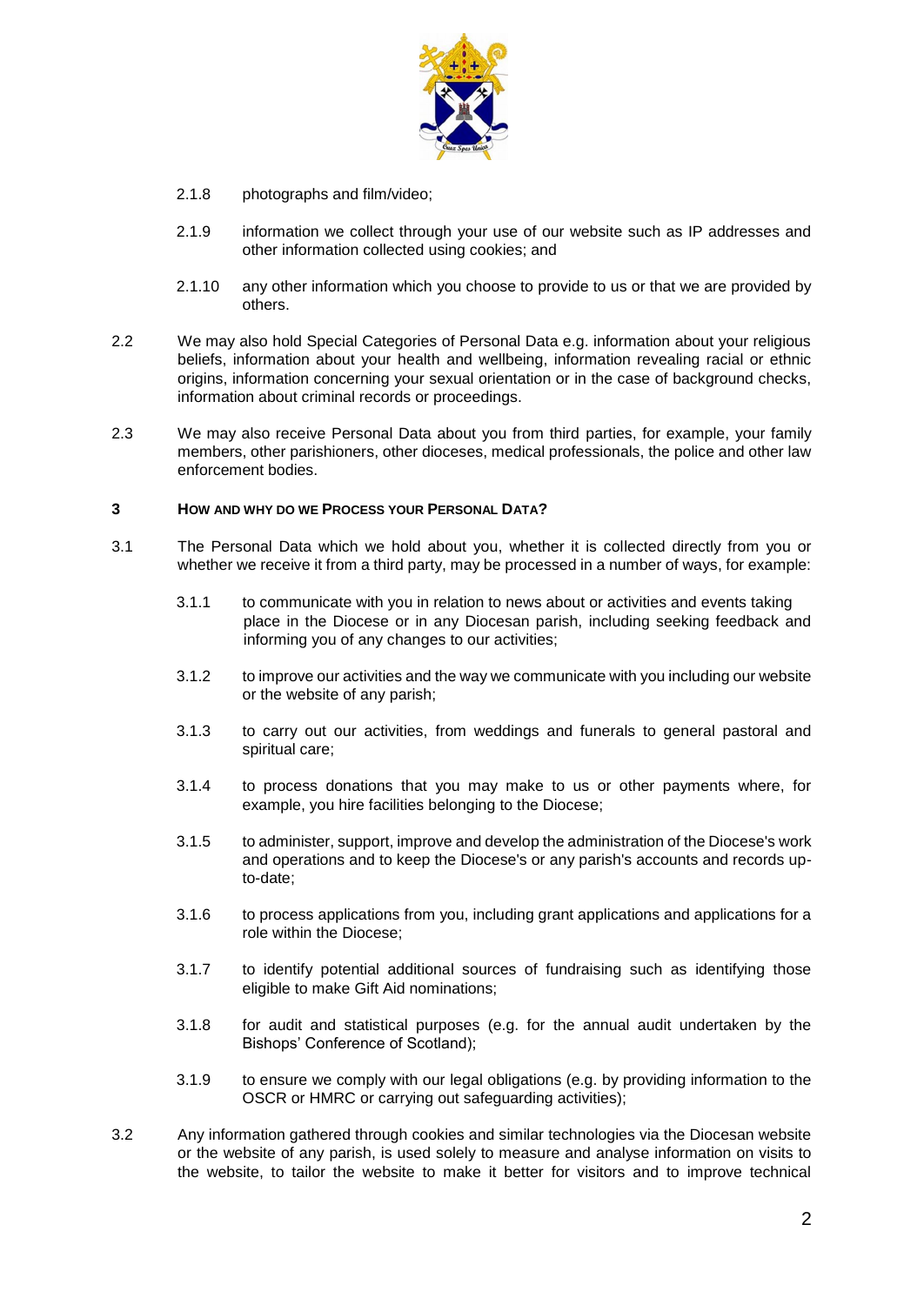2.1.8 photographs and film/video;

2.1.9 information we collect through your use of our website such as IP addresses and other information collected using cookies; and

2.1.10 any other information which you choose to provide to us or that we are provided by others.

2.2 We may also hold Special Categories of Personal Data e.g. information about your religious beliefs, information about your health and wellbeing, information revealing racial or ethnic origins, information concerning your sexual orientation or in the case of background checks, information about criminal records or proceedings.

2.3 We may also receive Personal Data about you from third parties, for example, your family members, other parishioners, other dioceses, medical professionals, the police and other law enforcement bodies.

## 3 HOW AND WHY DO WE PROCESS YOUR PERSONAL DATA?

3.1 The Personal Data which we hold about you, whether it is collected directly from you or whether we receive it from a third party, may be processed in a number of ways, for example:

3.1.1 to communicate with you in relation to news about or activities and events taking place in the Diocese or in any Diocesan parish, including seeking feedback and informing you of any changes to our activities;

3.1.2 to improve our activities and the way we communicate with you including our website or the website of any parish;

3.1.3 to carry out our activities, from weddings and funerals to general pastoral and spiritual care;

3.1.4 to process donations that you may make to us or other payments where, for example, you hire facilities belonging to the Diocese;

3.1.5 to administer, support, improve and develop the administration of the Diocese's work and operations and to keep the Diocese's or any parish's accounts and records up-to-date;

3.1.6 to process applications from you, including grant applications and applications for a role within the Diocese;

3.1.7 to identify potential additional sources of fundraising such as identifying those eligible to make Gift Aid nominations;

3.1.8 for audit and statistical purposes (e.g. for the annual audit undertaken by the Bishops' Conference of Scotland);

3.1.9 to ensure we comply with our legal obligations (e.g. by providing information to the OSCR or HMRC or carrying out safeguarding activities);

3.2 Any information gathered through cookies and similar technologies via the Diocesan website or the website of any parish, is used solely to measure and analyse information on visits to the website, to tailor the website to make it better for visitors and to improve technical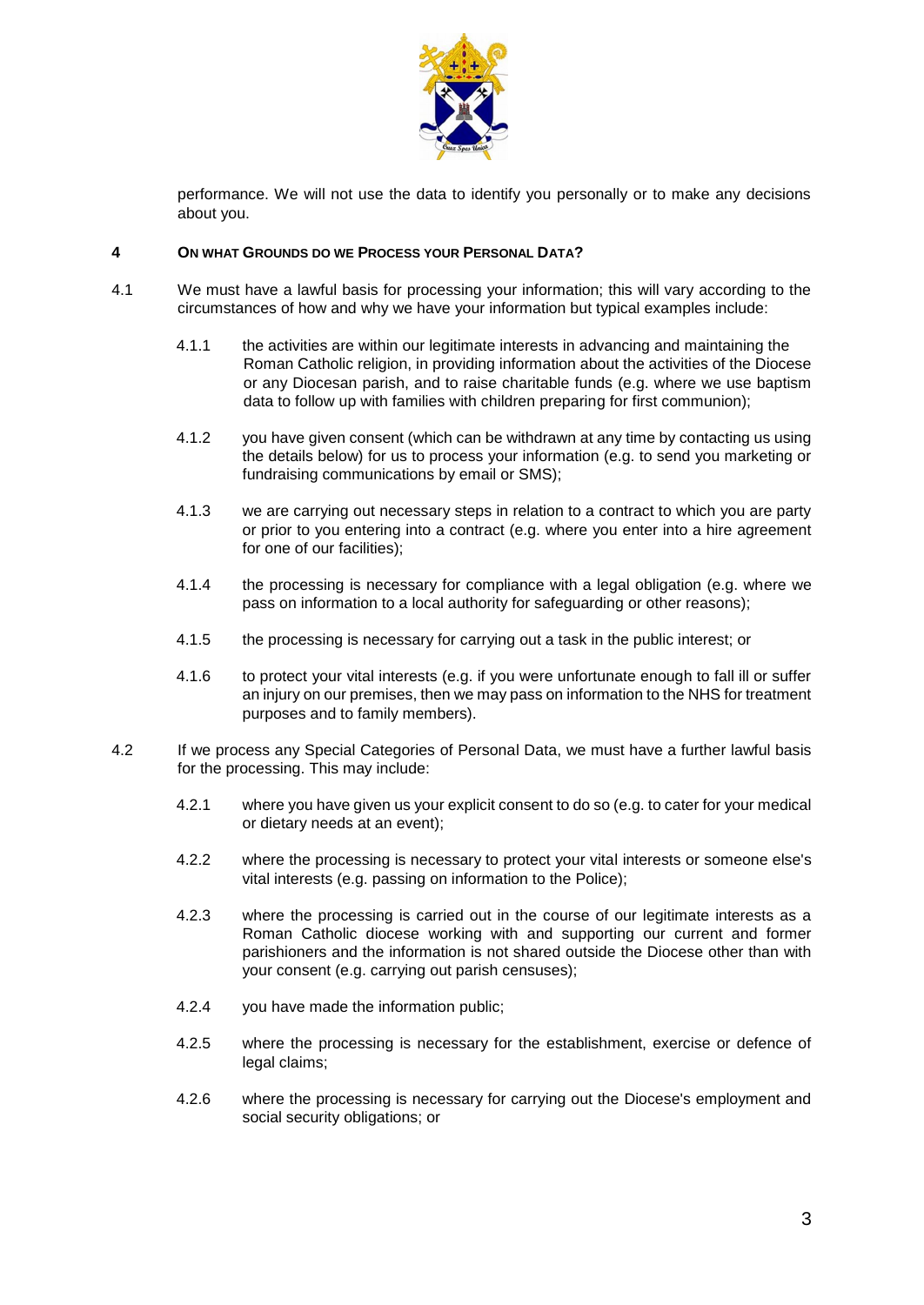performance. We will not use the data to identify you personally or to make any decisions about you.

## 4 On what Grounds do we Process your Personal Data?

4.1 We must have a lawful basis for processing your information; this will vary according to the circumstances of how and why we have your information but typical examples include:

4.1.1 the activities are within our legitimate interests in advancing and maintaining the Roman Catholic religion, in providing information about the activities of the Diocese or any Diocesan parish, and to raise charitable funds (e.g. where we use baptism data to follow up with families with children preparing for first communion);

4.1.2 you have given consent (which can be withdrawn at any time by contacting us using the details below) for us to process your information (e.g. to send you marketing or fundraising communications by email or SMS);

4.1.3 we are carrying out necessary steps in relation to a contract to which you are party or prior to you entering into a contract (e.g. where you enter into a hire agreement for one of our facilities);

4.1.4 the processing is necessary for compliance with a legal obligation (e.g. where we pass on information to a local authority for safeguarding or other reasons);

4.1.5 the processing is necessary for carrying out a task in the public interest; or

4.1.6 to protect your vital interests (e.g. if you were unfortunate enough to fall ill or suffer an injury on our premises, then we may pass on information to the NHS for treatment purposes and to family members).

4.2 If we process any Special Categories of Personal Data, we must have a further lawful basis for the processing. This may include:

4.2.1 where you have given us your explicit consent to do so (e.g. to cater for your medical or dietary needs at an event);

4.2.2 where the processing is necessary to protect your vital interests or someone else's vital interests (e.g. passing on information to the Police);

4.2.3 where the processing is carried out in the course of our legitimate interests as a Roman Catholic diocese working with and supporting our current and former parishioners and the information is not shared outside the Diocese other than with your consent (e.g. carrying out parish censuses);

4.2.4 you have made the information public;

4.2.5 where the processing is necessary for the establishment, exercise or defence of legal claims;

4.2.6 where the processing is necessary for carrying out the Diocese's employment and social security obligations; or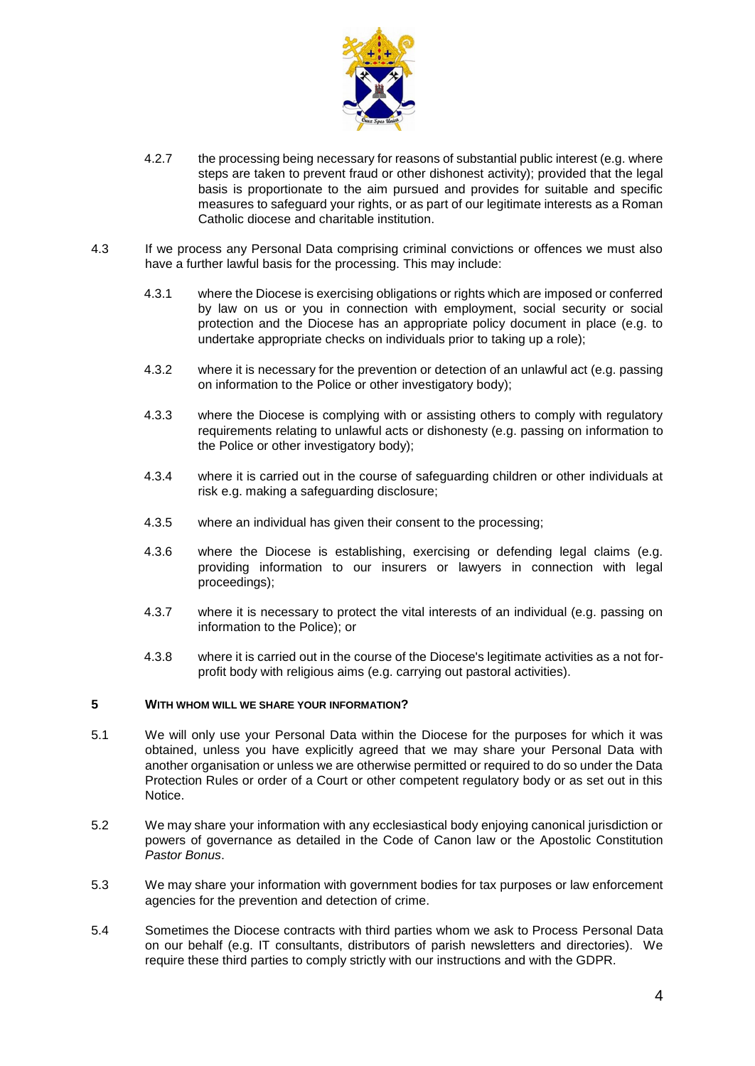4.2.7 the processing being necessary for reasons of substantial public interest (e.g. where steps are taken to prevent fraud or other dishonest activity); provided that the legal basis is proportionate to the aim pursued and provides for suitable and specific measures to safeguard your rights, or as part of our legitimate interests as a Roman Catholic diocese and charitable institution.

4.3 If we process any Personal Data comprising criminal convictions or offences we must also have a further lawful basis for the processing. This may include:

4.3.1 where the Diocese is exercising obligations or rights which are imposed or conferred by law on us or you in connection with employment, social security or social protection and the Diocese has an appropriate policy document in place (e.g. to undertake appropriate checks on individuals prior to taking up a role);

4.3.2 where it is necessary for the prevention or detection of an unlawful act (e.g. passing on information to the Police or other investigatory body);

4.3.3 where the Diocese is complying with or assisting others to comply with regulatory requirements relating to unlawful acts or dishonesty (e.g. passing on information to the Police or other investigatory body);

4.3.4 where it is carried out in the course of safeguarding children or other individuals at risk e.g. making a safeguarding disclosure;

4.3.5 where an individual has given their consent to the processing;

4.3.6 where the Diocese is establishing, exercising or defending legal claims (e.g. providing information to our insurers or lawyers in connection with legal proceedings);

4.3.7 where it is necessary to protect the vital interests of an individual (e.g. passing on information to the Police); or

4.3.8 where it is carried out in the course of the Diocese's legitimate activities as a not for-profit body with religious aims (e.g. carrying out pastoral activities).

## 5 WITH WHOM WILL WE SHARE YOUR INFORMATION?

5.1 We will only use your Personal Data within the Diocese for the purposes for which it was obtained, unless you have explicitly agreed that we may share your Personal Data with another organisation or unless we are otherwise permitted or required to do so under the Data Protection Rules or order of a Court or other competent regulatory body or as set out in this Notice.

5.2 We may share your information with any ecclesiastical body enjoying canonical jurisdiction or powers of governance as detailed in the Code of Canon law or the Apostolic Constitution *Pastor Bonus*.

5.3 We may share your information with government bodies for tax purposes or law enforcement agencies for the prevention and detection of crime.

5.4 Sometimes the Diocese contracts with third parties whom we ask to Process Personal Data on our behalf (e.g. IT consultants, distributors of parish newsletters and directories). We require these third parties to comply strictly with our instructions and with the GDPR.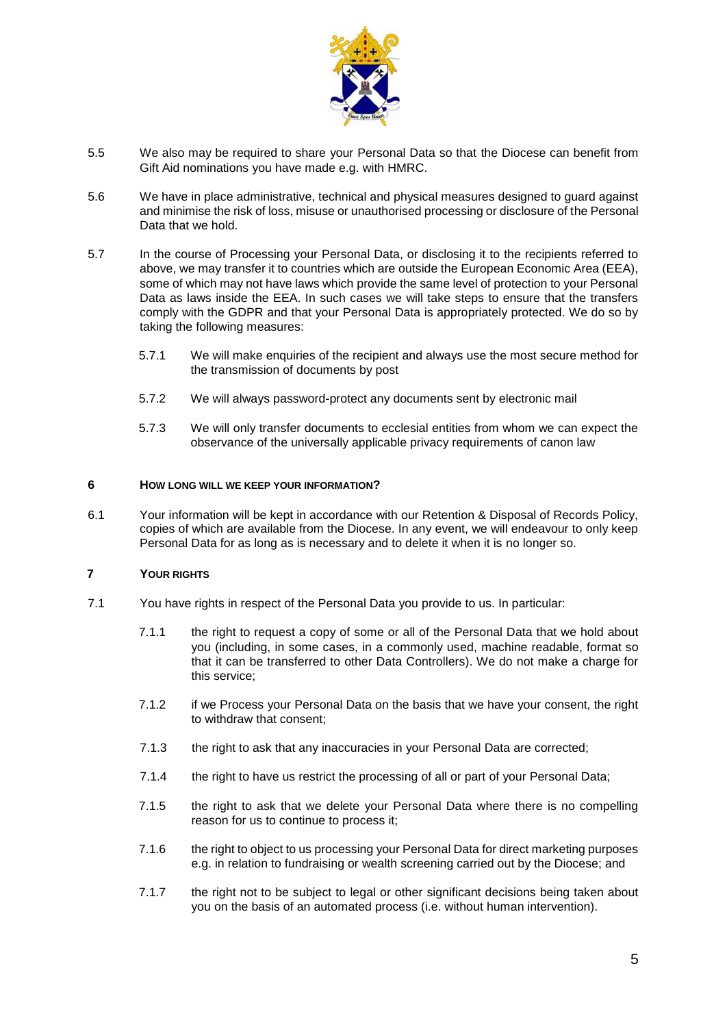5.5 We also may be required to share your Personal Data so that the Diocese can benefit from Gift Aid nominations you have made e.g. with HMRC.

5.6 We have in place administrative, technical and physical measures designed to guard against and minimise the risk of loss, misuse or unauthorised processing or disclosure of the Personal Data that we hold.

5.7 In the course of Processing your Personal Data, or disclosing it to the recipients referred to above, we may transfer it to countries which are outside the European Economic Area (EEA), some of which may not have laws which provide the same level of protection to your Personal Data as laws inside the EEA. In such cases we will take steps to ensure that the transfers comply with the GDPR and that your Personal Data is appropriately protected. We do so by taking the following measures:

- 5.7.1 We will make enquiries of the recipient and always use the most secure method for the transmission of documents by post
- 5.7.2 We will always password-protect any documents sent by electronic mail
- 5.7.3 We will only transfer documents to ecclesial entities from whom we can expect the observance of the universally applicable privacy requirements of canon law

## 6 HOW LONG WILL WE KEEP YOUR INFORMATION?

6.1 Your information will be kept in accordance with our Retention & Disposal of Records Policy, copies of which are available from the Diocese. In any event, we will endeavour to only keep Personal Data for as long as is necessary and to delete it when it is no longer so.

## 7 YOUR RIGHTS

7.1 You have rights in respect of the Personal Data you provide to us. In particular:

- 7.1.1 the right to request a copy of some or all of the Personal Data that we hold about you (including, in some cases, in a commonly used, machine readable, format so that it can be transferred to other Data Controllers). We do not make a charge for this service;
- 7.1.2 if we Process your Personal Data on the basis that we have your consent, the right to withdraw that consent;
- 7.1.3 the right to ask that any inaccuracies in your Personal Data are corrected;
- 7.1.4 the right to have us restrict the processing of all or part of your Personal Data;
- 7.1.5 the right to ask that we delete your Personal Data where there is no compelling reason for us to continue to process it;
- 7.1.6 the right to object to us processing your Personal Data for direct marketing purposes e.g. in relation to fundraising or wealth screening carried out by the Diocese; and
- 7.1.7 the right not to be subject to legal or other significant decisions being taken about you on the basis of an automated process (i.e. without human intervention).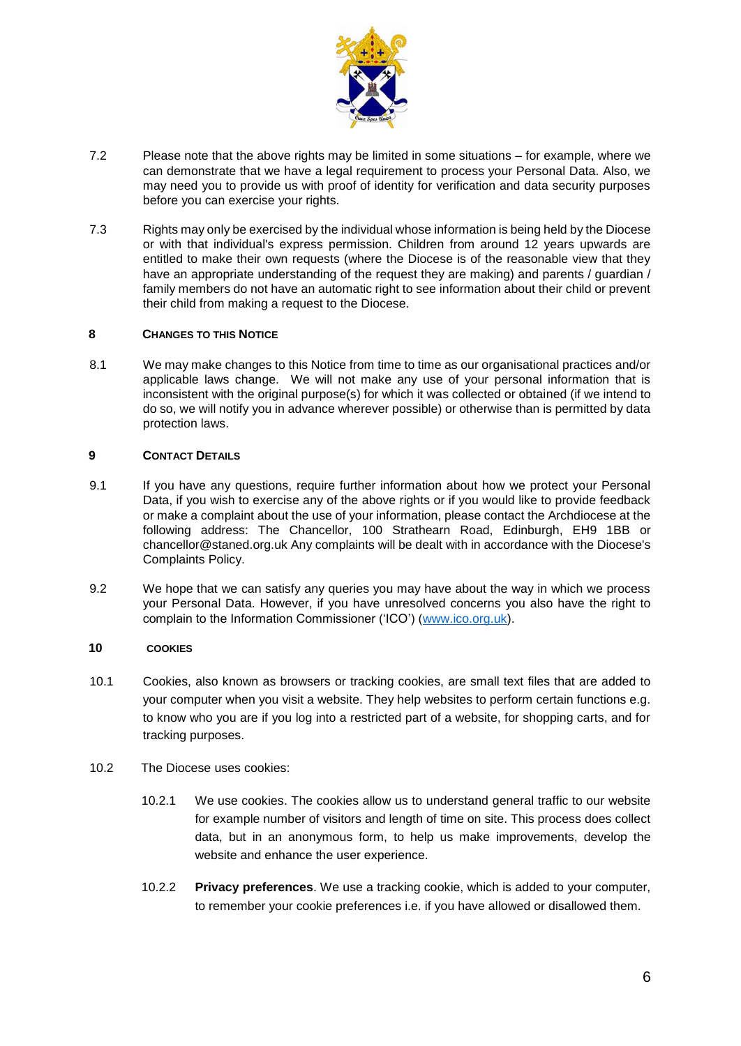7.2 Please note that the above rights may be limited in some situations – for example, where we can demonstrate that we have a legal requirement to process your Personal Data. Also, we may need you to provide us with proof of identity for verification and data security purposes before you can exercise your rights.

7.3 Rights may only be exercised by the individual whose information is being held by the Diocese or with that individual's express permission. Children from around 12 years upwards are entitled to make their own requests (where the Diocese is of the reasonable view that they have an appropriate understanding of the request they are making) and parents / guardian / family members do not have an automatic right to see information about their child or prevent their child from making a request to the Diocese.

## 8 CHANGES TO THIS NOTICE

8.1 We may make changes to this Notice from time to time as our organisational practices and/or applicable laws change. We will not make any use of your personal information that is inconsistent with the original purpose(s) for which it was collected or obtained (if we intend to do so, we will notify you in advance wherever possible) or otherwise than is permitted by data protection laws.

## 9 CONTACT DETAILS

9.1 If you have any questions, require further information about how we protect your Personal Data, if you wish to exercise any of the above rights or if you would like to provide feedback or make a complaint about the use of your information, please contact the Archdiocese at the following address: The Chancellor, 100 Strathearn Road, Edinburgh, EH9 1BB or chancellor@staned.org.uk Any complaints will be dealt with in accordance with the Diocese's Complaints Policy.

9.2 We hope that we can satisfy any queries you may have about the way in which we process your Personal Data. However, if you have unresolved concerns you also have the right to complain to the Information Commissioner ('ICO') (www.ico.org.uk).

## 10 COOKIES

10.1 Cookies, also known as browsers or tracking cookies, are small text files that are added to your computer when you visit a website. They help websites to perform certain functions e.g. to know who you are if you log into a restricted part of a website, for shopping carts, and for tracking purposes.

10.2 The Diocese uses cookies:

10.2.1 We use cookies. The cookies allow us to understand general traffic to our website for example number of visitors and length of time on site. This process does collect data, but in an anonymous form, to help us make improvements, develop the website and enhance the user experience.

10.2.2 **Privacy preferences**. We use a tracking cookie, which is added to your computer, to remember your cookie preferences i.e. if you have allowed or disallowed them.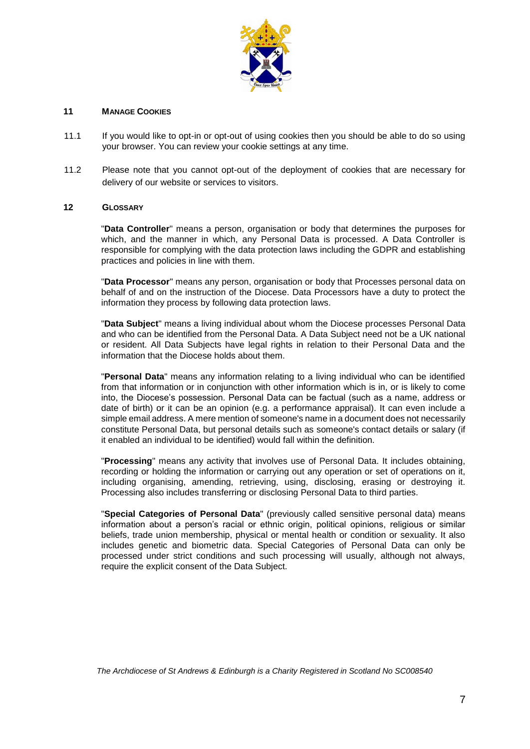## 11 MANAGE COOKIES

11.1 If you would like to opt-in or opt-out of using cookies then you should be able to do so using your browser. You can review your cookie settings at any time.

11.2 Please note that you cannot opt-out of the deployment of cookies that are necessary for delivery of our website or services to visitors.

## 12 GLOSSARY

"**Data Controller**" means a person, organisation or body that determines the purposes for which, and the manner in which, any Personal Data is processed. A Data Controller is responsible for complying with the data protection laws including the GDPR and establishing practices and policies in line with them.

"**Data Processor**" means any person, organisation or body that Processes personal data on behalf of and on the instruction of the Diocese. Data Processors have a duty to protect the information they process by following data protection laws.

"**Data Subject**" means a living individual about whom the Diocese processes Personal Data and who can be identified from the Personal Data. A Data Subject need not be a UK national or resident. All Data Subjects have legal rights in relation to their Personal Data and the information that the Diocese holds about them.

"**Personal Data**" means any information relating to a living individual who can be identified from that information or in conjunction with other information which is in, or is likely to come into, the Diocese's possession. Personal Data can be factual (such as a name, address or date of birth) or it can be an opinion (e.g. a performance appraisal). It can even include a simple email address. A mere mention of someone's name in a document does not necessarily constitute Personal Data, but personal details such as someone's contact details or salary (if it enabled an individual to be identified) would fall within the definition.

"**Processing**" means any activity that involves use of Personal Data. It includes obtaining, recording or holding the information or carrying out any operation or set of operations on it, including organising, amending, retrieving, using, disclosing, erasing or destroying it. Processing also includes transferring or disclosing Personal Data to third parties.

"**Special Categories of Personal Data**" (previously called sensitive personal data) means information about a person's racial or ethnic origin, political opinions, religious or similar beliefs, trade union membership, physical or mental health or condition or sexuality. It also includes genetic and biometric data. Special Categories of Personal Data can only be processed under strict conditions and such processing will usually, although not always, require the explicit consent of the Data Subject.

*The Archdiocese of St Andrews & Edinburgh is a Charity Registered in Scotland No SC008540*